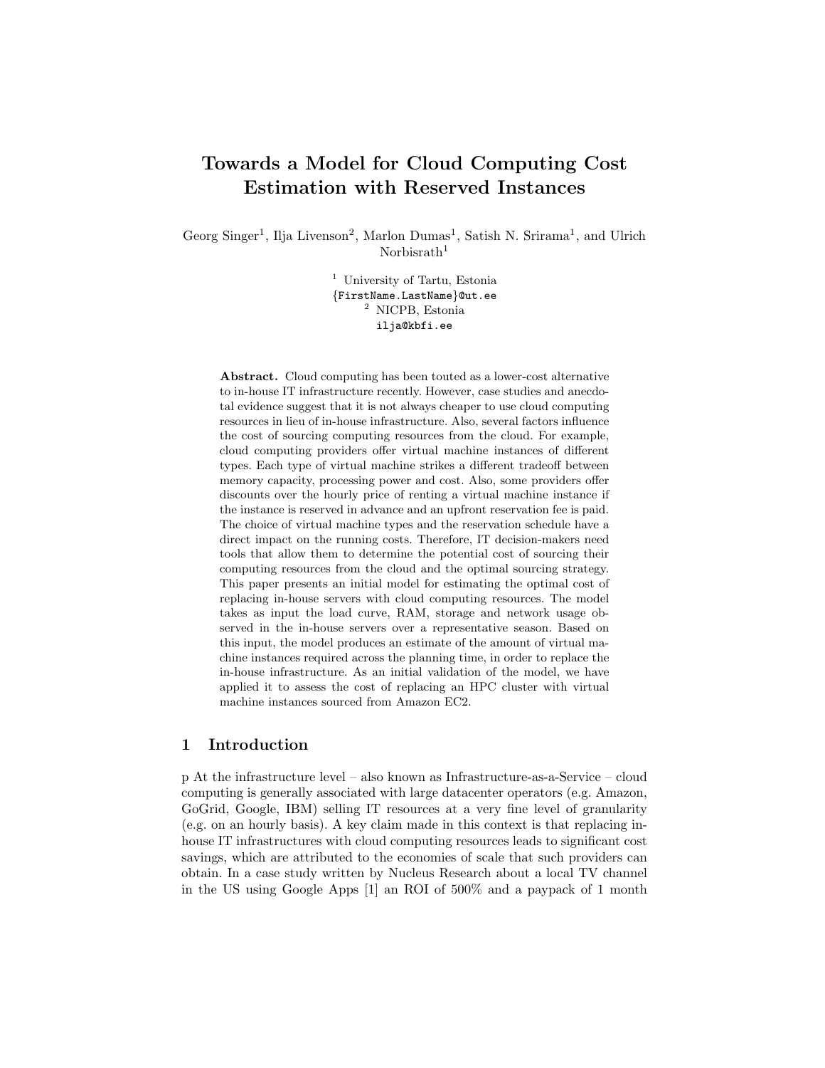# Towards a Model for Cloud Computing Cost Estimation with Reserved Instances

Georg Singer[1], Ilja Livenson[2], Marlon Dumas[1], Satish N. Srirama[1], and Ulrich Norbisrath[1]

[1] University of Tartu, Estonia
{FirstName.LastName}@ut.ee
[2] NICPB, Estonia
ilja@kbfi.ee

**Abstract.** Cloud computing has been touted as a lower-cost alternative to in-house IT infrastructure recently. However, case studies and anecdotal evidence suggest that it is not always cheaper to use cloud computing resources in lieu of in-house infrastructure. Also, several factors influence the cost of sourcing computing resources from the cloud. For example, cloud computing providers offer virtual machine instances of different types. Each type of virtual machine strikes a different tradeoff between memory capacity, processing power and cost. Also, some providers offer discounts over the hourly price of renting a virtual machine instance if the instance is reserved in advance and an upfront reservation fee is paid. The choice of virtual machine types and the reservation schedule have a direct impact on the running costs. Therefore, IT decision-makers need tools that allow them to determine the potential cost of sourcing their computing resources from the cloud and the optimal sourcing strategy. This paper presents an initial model for estimating the optimal cost of replacing in-house servers with cloud computing resources. The model takes as input the load curve, RAM, storage and network usage observed in the in-house servers over a representative season. Based on this input, the model produces an estimate of the amount of virtual machine instances required across the planning time, in order to replace the in-house infrastructure. As an initial validation of the model, we have applied it to assess the cost of replacing an HPC cluster with virtual machine instances sourced from Amazon EC2.

## 1 Introduction

p At the infrastructure level – also known as Infrastructure-as-a-Service – cloud computing is generally associated with large datacenter operators (e.g. Amazon, GoGrid, Google, IBM) selling IT resources at a very fine level of granularity (e.g. on an hourly basis). A key claim made in this context is that replacing in-house IT infrastructures with cloud computing resources leads to significant cost savings, which are attributed to the economies of scale that such providers can obtain. In a case study written by Nucleus Research about a local TV channel in the US using Google Apps [1] an ROI of 500% and a paypack of 1 month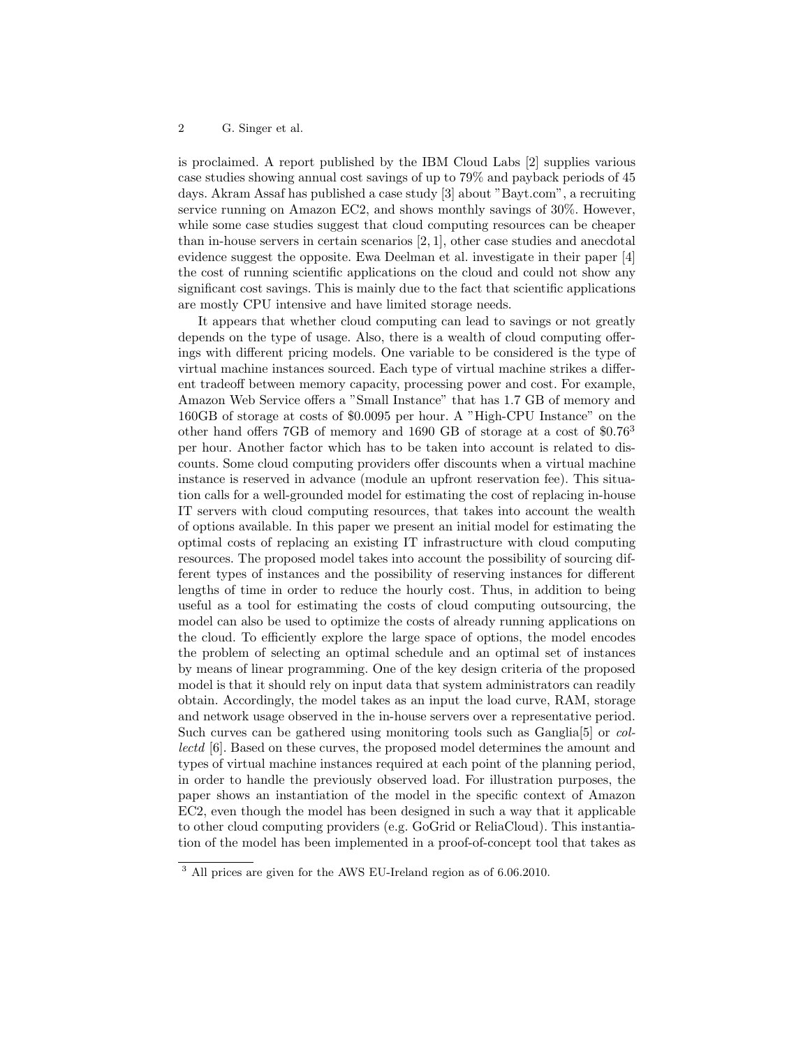is proclaimed. A report published by the IBM Cloud Labs [2] supplies various case studies showing annual cost savings of up to 79% and payback periods of 45 days. Akram Assaf has published a case study [3] about "Bayt.com", a recruiting service running on Amazon EC2, and shows monthly savings of 30%. However, while some case studies suggest that cloud computing resources can be cheaper than in-house servers in certain scenarios [2, 1], other case studies and anecdotal evidence suggest the opposite. Ewa Deelman et al. investigate in their paper [4] the cost of running scientific applications on the cloud and could not show any significant cost savings. This is mainly due to the fact that scientific applications are mostly CPU intensive and have limited storage needs.

It appears that whether cloud computing can lead to savings or not greatly depends on the type of usage. Also, there is a wealth of cloud computing offerings with different pricing models. One variable to be considered is the type of virtual machine instances sourced. Each type of virtual machine strikes a different tradeoff between memory capacity, processing power and cost. For example, Amazon Web Service offers a "Small Instance" that has 1.7 GB of memory and 160GB of storage at costs of \$0.0095 per hour. A "High-CPU Instance" on the other hand offers 7GB of memory and 1690 GB of storage at a cost of \$0.76[3] per hour. Another factor which has to be taken into account is related to discounts. Some cloud computing providers offer discounts when a virtual machine instance is reserved in advance (module an upfront reservation fee). This situation calls for a well-grounded model for estimating the cost of replacing in-house IT servers with cloud computing resources, that takes into account the wealth of options available. In this paper we present an initial model for estimating the optimal costs of replacing an existing IT infrastructure with cloud computing resources. The proposed model takes into account the possibility of sourcing different types of instances and the possibility of reserving instances for different lengths of time in order to reduce the hourly cost. Thus, in addition to being useful as a tool for estimating the costs of cloud computing outsourcing, the model can also be used to optimize the costs of already running applications on the cloud. To efficiently explore the large space of options, the model encodes the problem of selecting an optimal schedule and an optimal set of instances by means of linear programming. One of the key design criteria of the proposed model is that it should rely on input data that system administrators can readily obtain. Accordingly, the model takes as an input the load curve, RAM, storage and network usage observed in the in-house servers over a representative period. Such curves can be gathered using monitoring tools such as Ganglia[5] or *collectd* [6]. Based on these curves, the proposed model determines the amount and types of virtual machine instances required at each point of the planning period, in order to handle the previously observed load. For illustration purposes, the paper shows an instantiation of the model in the specific context of Amazon EC2, even though the model has been designed in such a way that it applicable to other cloud computing providers (e.g. GoGrid or ReliaCloud). This instantiation of the model has been implemented in a proof-of-concept tool that takes as

[3] All prices are given for the AWS EU-Ireland region as of 6.06.2010.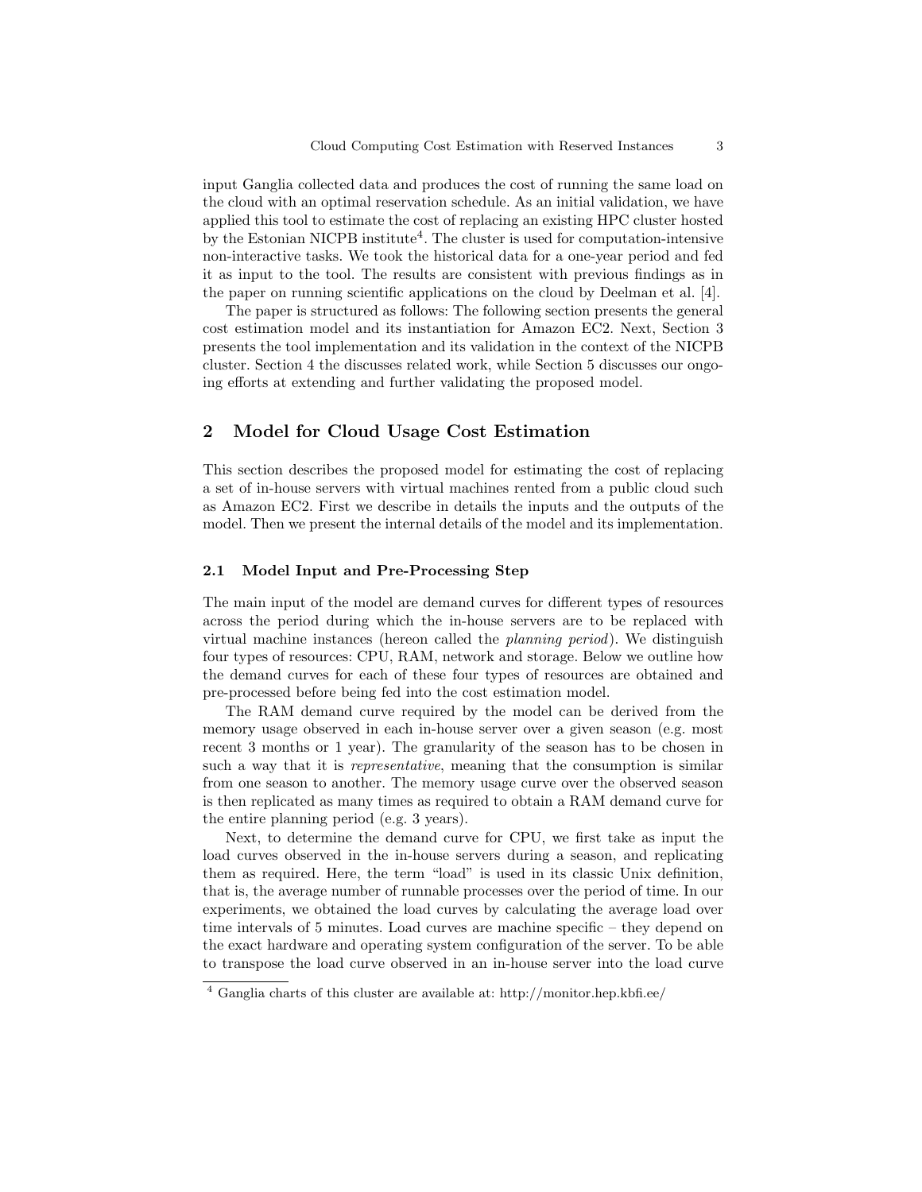input Ganglia collected data and produces the cost of running the same load on the cloud with an optimal reservation schedule. As an initial validation, we have applied this tool to estimate the cost of replacing an existing HPC cluster hosted by the Estonian NICPB institute[4]. The cluster is used for computation-intensive non-interactive tasks. We took the historical data for a one-year period and fed it as input to the tool. The results are consistent with previous findings as in the paper on running scientific applications on the cloud by Deelman et al. [4].

The paper is structured as follows: The following section presents the general cost estimation model and its instantiation for Amazon EC2. Next, Section 3 presents the tool implementation and its validation in the context of the NICPB cluster. Section 4 the discusses related work, while Section 5 discusses our ongoing efforts at extending and further validating the proposed model.

## 2 Model for Cloud Usage Cost Estimation

This section describes the proposed model for estimating the cost of replacing a set of in-house servers with virtual machines rented from a public cloud such as Amazon EC2. First we describe in details the inputs and the outputs of the model. Then we present the internal details of the model and its implementation.

### 2.1 Model Input and Pre-Processing Step

The main input of the model are demand curves for different types of resources across the period during which the in-house servers are to be replaced with virtual machine instances (hereon called the *planning period*). We distinguish four types of resources: CPU, RAM, network and storage. Below we outline how the demand curves for each of these four types of resources are obtained and pre-processed before being fed into the cost estimation model.

The RAM demand curve required by the model can be derived from the memory usage observed in each in-house server over a given season (e.g. most recent 3 months or 1 year). The granularity of the season has to be chosen in such a way that it is *representative*, meaning that the consumption is similar from one season to another. The memory usage curve over the observed season is then replicated as many times as required to obtain a RAM demand curve for the entire planning period (e.g. 3 years).

Next, to determine the demand curve for CPU, we first take as input the load curves observed in the in-house servers during a season, and replicating them as required. Here, the term "load" is used in its classic Unix definition, that is, the average number of runnable processes over the period of time. In our experiments, we obtained the load curves by calculating the average load over time intervals of 5 minutes. Load curves are machine specific – they depend on the exact hardware and operating system configuration of the server. To be able to transpose the load curve observed in an in-house server into the load curve

[4] Ganglia charts of this cluster are available at: http://monitor.hep.kbfi.ee/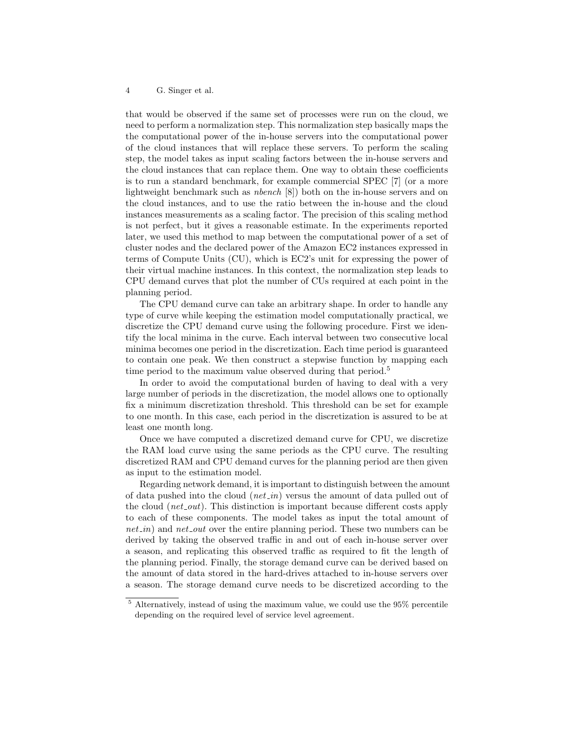that would be observed if the same set of processes were run on the cloud, we need to perform a normalization step. This normalization step basically maps the the computational power of the in-house servers into the computational power of the cloud instances that will replace these servers. To perform the scaling step, the model takes as input scaling factors between the in-house servers and the cloud instances that can replace them. One way to obtain these coefficients is to run a standard benchmark, for example commercial SPEC [7] (or a more lightweight benchmark such as *nbench* [8]) both on the in-house servers and on the cloud instances, and to use the ratio between the in-house and the cloud instances measurements as a scaling factor. The precision of this scaling method is not perfect, but it gives a reasonable estimate. In the experiments reported later, we used this method to map between the computational power of a set of cluster nodes and the declared power of the Amazon EC2 instances expressed in terms of Compute Units (CU), which is EC2's unit for expressing the power of their virtual machine instances. In this context, the normalization step leads to CPU demand curves that plot the number of CUs required at each point in the planning period.

The CPU demand curve can take an arbitrary shape. In order to handle any type of curve while keeping the estimation model computationally practical, we discretize the CPU demand curve using the following procedure. First we identify the local minima in the curve. Each interval between two consecutive local minima becomes one period in the discretization. Each time period is guaranteed to contain one peak. We then construct a stepwise function by mapping each time period to the maximum value observed during that period.[5]

In order to avoid the computational burden of having to deal with a very large number of periods in the discretization, the model allows one to optionally fix a minimum discretization threshold. This threshold can be set for example to one month. In this case, each period in the discretization is assured to be at least one month long.

Once we have computed a discretized demand curve for CPU, we discretize the RAM load curve using the same periods as the CPU curve. The resulting discretized RAM and CPU demand curves for the planning period are then given as input to the estimation model.

Regarding network demand, it is important to distinguish between the amount of data pushed into the cloud (*net_in*) versus the amount of data pulled out of the cloud (*net_out*). This distinction is important because different costs apply to each of these components. The model takes as input the total amount of *net_in*) and *net_out* over the entire planning period. These two numbers can be derived by taking the observed traffic in and out of each in-house server over a season, and replicating this observed traffic as required to fit the length of the planning period. Finally, the storage demand curve can be derived based on the amount of data stored in the hard-drives attached to in-house servers over a season. The storage demand curve needs to be discretized according to the

[5] Alternatively, instead of using the maximum value, we could use the 95% percentile depending on the required level of service level agreement.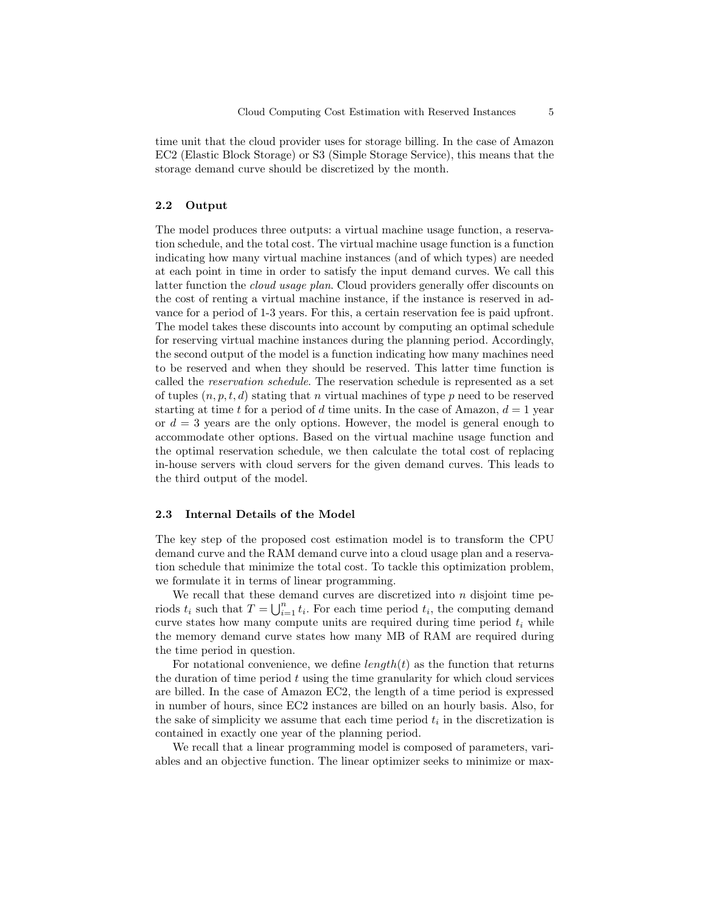time unit that the cloud provider uses for storage billing. In the case of Amazon EC2 (Elastic Block Storage) or S3 (Simple Storage Service), this means that the storage demand curve should be discretized by the month.

### 2.2 Output

The model produces three outputs: a virtual machine usage function, a reservation schedule, and the total cost. The virtual machine usage function is a function indicating how many virtual machine instances (and of which types) are needed at each point in time in order to satisfy the input demand curves. We call this latter function the *cloud usage plan*. Cloud providers generally offer discounts on the cost of renting a virtual machine instance, if the instance is reserved in advance for a period of 1-3 years. For this, a certain reservation fee is paid upfront. The model takes these discounts into account by computing an optimal schedule for reserving virtual machine instances during the planning period. Accordingly, the second output of the model is a function indicating how many machines need to be reserved and when they should be reserved. This latter time function is called the *reservation schedule*. The reservation schedule is represented as a set of tuples $(n, p, t, d)$ stating that $n$ virtual machines of type $p$ need to be reserved starting at time $t$ for a period of $d$ time units. In the case of Amazon, $d = 1$ year or $d = 3$ years are the only options. However, the model is general enough to accommodate other options. Based on the virtual machine usage function and the optimal reservation schedule, we then calculate the total cost of replacing in-house servers with cloud servers for the given demand curves. This leads to the third output of the model.

### 2.3 Internal Details of the Model

The key step of the proposed cost estimation model is to transform the CPU demand curve and the RAM demand curve into a cloud usage plan and a reservation schedule that minimize the total cost. To tackle this optimization problem, we formulate it in terms of linear programming.

We recall that these demand curves are discretized into $n$ disjoint time periods $t_i$ such that $T = \bigcup_{i=1}^{n} t_i$. For each time period $t_i$, the computing demand curve states how many compute units are required during time period $t_i$ while the memory demand curve states how many MB of RAM are required during the time period in question.

For notational convenience, we define $length(t)$ as the function that returns the duration of time period $t$ using the time granularity for which cloud services are billed. In the case of Amazon EC2, the length of a time period is expressed in number of hours, since EC2 instances are billed on an hourly basis. Also, for the sake of simplicity we assume that each time period $t_i$ in the discretization is contained in exactly one year of the planning period.

We recall that a linear programming model is composed of parameters, variables and an objective function. The linear optimizer seeks to minimize or max-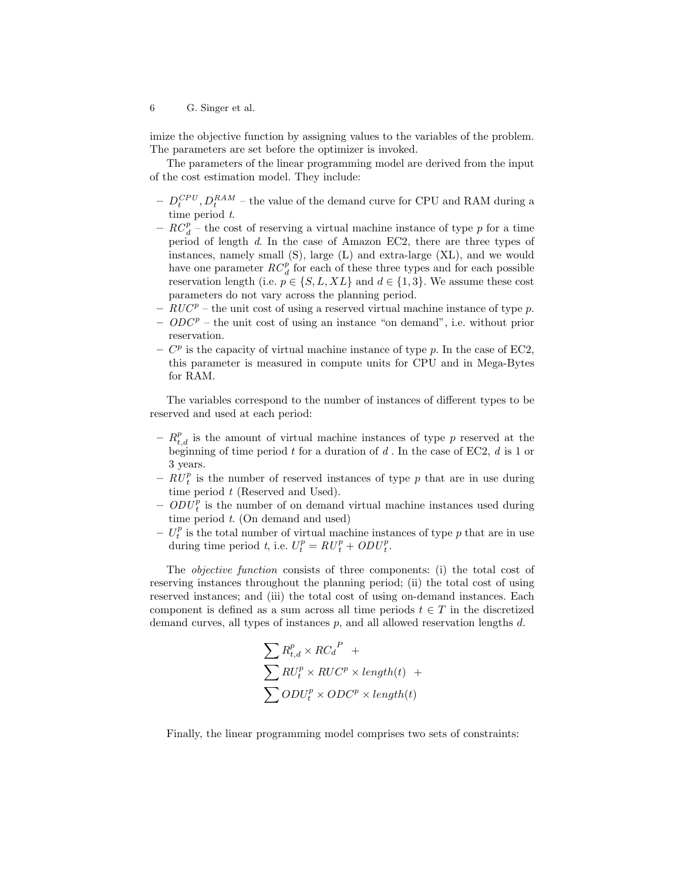imize the objective function by assigning values to the variables of the problem. The parameters are set before the optimizer is invoked.

The parameters of the linear programming model are derived from the input of the cost estimation model. They include:

- $D_t^{CPU}, D_t^{RAM}$ – the value of the demand curve for CPU and RAM during a time period $t$.
- $RC_d^p$ – the cost of reserving a virtual machine instance of type $p$ for a time period of length $d$. In the case of Amazon EC2, there are three types of instances, namely small (S), large (L) and extra-large (XL), and we would have one parameter $RC_d^p$ for each of these three types and for each possible reservation length (i.e. $p \in \{S, L, XL\}$ and $d \in \{1, 3\}$. We assume these cost parameters do not vary across the planning period.
- $RUC^p$ – the unit cost of using a reserved virtual machine instance of type $p$.
- $ODC^p$ – the unit cost of using an instance "on demand", i.e. without prior reservation.
- $C^p$ is the capacity of virtual machine instance of type $p$. In the case of EC2, this parameter is measured in compute units for CPU and in Mega-Bytes for RAM.

The variables correspond to the number of instances of different types to be reserved and used at each period:

- $R_{t,d}^p$ is the amount of virtual machine instances of type $p$ reserved at the beginning of time period $t$ for a duration of $d$ . In the case of EC2, $d$ is 1 or 3 years.
- $RU_t^p$ is the number of reserved instances of type $p$ that are in use during time period $t$ (Reserved and Used).
- $ODU_t^p$ is the number of on demand virtual machine instances used during time period $t$. (On demand and used)
- $U_t^p$ is the total number of virtual machine instances of type $p$ that are in use during time period $t$, i.e. $U_t^p = RU_t^p + ODU_t^p$.

The *objective function* consists of three components: (i) the total cost of reserving instances throughout the planning period; (ii) the total cost of using reserved instances; and (iii) the total cost of using on-demand instances. Each component is defined as a sum across all time periods $t \in T$ in the discretized demand curves, all types of instances $p$, and all allowed reservation lengths $d$.

$$
\begin{aligned}
&\sum R_{t,d}^p \times {RC_d}^P \;\; + \\
&\sum RU_t^p \times RUC^p \times length(t) \;\; + \\
&\sum ODU_t^p \times ODC^p \times length(t)
\end{aligned}
$$

Finally, the linear programming model comprises two sets of constraints: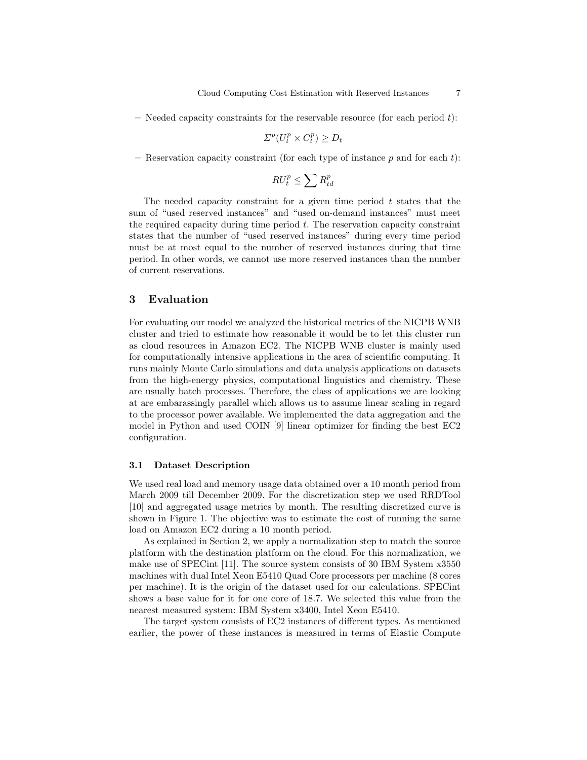- Needed capacity constraints for the reservable resource (for each period $t$):

$$\Sigma^p (U_t^p \times C_t^p) \geq D_t$$

- Reservation capacity constraint (for each type of instance $p$ and for each $t$):

$$RU_t^p \leq \sum R_{td}^p$$

The needed capacity constraint for a given time period $t$ states that the sum of "used reserved instances" and "used on-demand instances" must meet the required capacity during time period $t$. The reservation capacity constraint states that the number of "used reserved instances" during every time period must be at most equal to the number of reserved instances during that time period. In other words, we cannot use more reserved instances than the number of current reservations.

## 3 Evaluation

For evaluating our model we analyzed the historical metrics of the NICPB WNB cluster and tried to estimate how reasonable it would be to let this cluster run as cloud resources in Amazon EC2. The NICPB WNB cluster is mainly used for computationally intensive applications in the area of scientific computing. It runs mainly Monte Carlo simulations and data analysis applications on datasets from the high-energy physics, computational linguistics and chemistry. These are usually batch processes. Therefore, the class of applications we are looking at are embarassingly parallel which allows us to assume linear scaling in regard to the processor power available. We implemented the data aggregation and the model in Python and used COIN [9] linear optimizer for finding the best EC2 configuration.

### 3.1 Dataset Description

We used real load and memory usage data obtained over a 10 month period from March 2009 till December 2009. For the discretization step we used RRDTool [10] and aggregated usage metrics by month. The resulting discretized curve is shown in Figure 1. The objective was to estimate the cost of running the same load on Amazon EC2 during a 10 month period.

As explained in Section 2, we apply a normalization step to match the source platform with the destination platform on the cloud. For this normalization, we make use of SPECint [11]. The source system consists of 30 IBM System x3550 machines with dual Intel Xeon E5410 Quad Core processors per machine (8 cores per machine). It is the origin of the dataset used for our calculations. SPECint shows a base value for it for one core of 18.7. We selected this value from the nearest measured system: IBM System x3400, Intel Xeon E5410.

The target system consists of EC2 instances of different types. As mentioned earlier, the power of these instances is measured in terms of Elastic Compute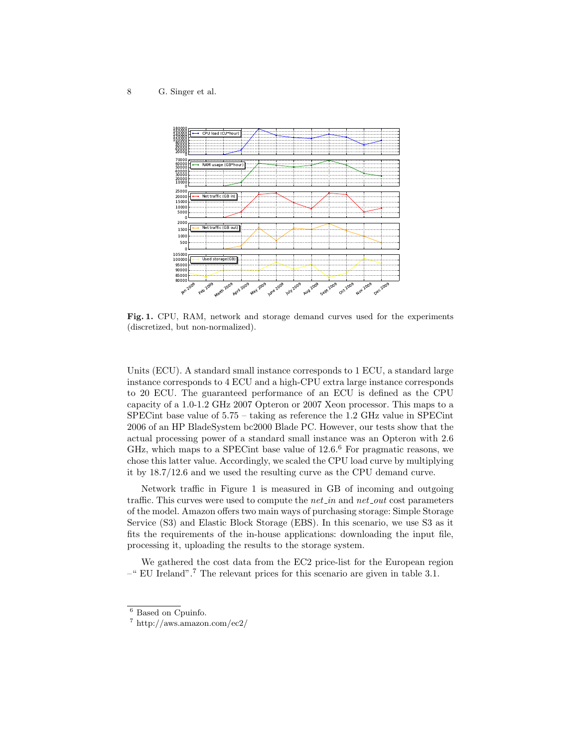**Fig. 1.** CPU, RAM, network and storage demand curves used for the experiments (discretized, but non-normalized).

Units (ECU). A standard small instance corresponds to 1 ECU, a standard large instance corresponds to 4 ECU and a high-CPU extra large instance corresponds to 20 ECU. The guaranteed performance of an ECU is defined as the CPU capacity of a 1.0-1.2 GHz 2007 Opteron or 2007 Xeon processor. This maps to a SPECint base value of 5.75 – taking as reference the 1.2 GHz value in SPECint 2006 of an HP BladeSystem bc2000 Blade PC. However, our tests show that the actual processing power of a standard small instance was an Opteron with 2.6 GHz, which maps to a SPECint base value of 12.6.[6] For pragmatic reasons, we chose this latter value. Accordingly, we scaled the CPU load curve by multiplying it by 18.7/12.6 and we used the resulting curve as the CPU demand curve.

Network traffic in Figure 1 is measured in GB of incoming and outgoing traffic. This curves were used to compute the *net_in* and *net_out* cost parameters of the model. Amazon offers two main ways of purchasing storage: Simple Storage Service (S3) and Elastic Block Storage (EBS). In this scenario, we use S3 as it fits the requirements of the in-house applications: downloading the input file, processing it, uploading the results to the storage system.

We gathered the cost data from the EC2 price-list for the European region –" EU Ireland".[7] The relevant prices for this scenario are given in table 3.1.

---

[6] Based on Cpuinfo.

[7] http://aws.amazon.com/ec2/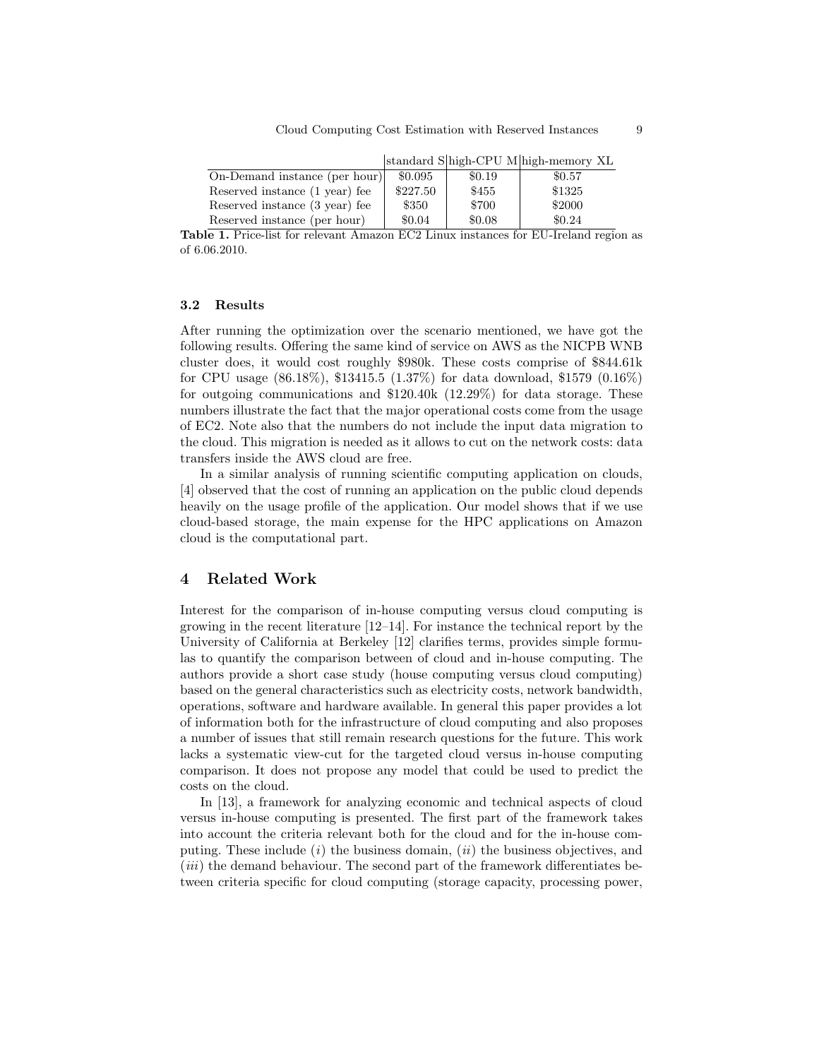| | standard S | high-CPU M | high-memory XL |
| --- | --- | --- | --- |
| On-Demand instance (per hour) | \$0.095 | \$0.19 | \$0.57 |
| Reserved instance (1 year) fee | \$227.50 | \$455 | \$1325 |
| Reserved instance (3 year) fee | \$350 | \$700 | \$2000 |
| Reserved instance (per hour) | \$0.04 | \$0.08 | \$0.24 |

**Table 1.** Price-list for relevant Amazon EC2 Linux instances for EU-Ireland region as of 6.06.2010.

### 3.2 Results

After running the optimization over the scenario mentioned, we have got the following results. Offering the same kind of service on AWS as the NICPB WNB cluster does, it would cost roughly \$980k. These costs comprise of \$844.61k for CPU usage (86.18%), \$13415.5 (1.37%) for data download, \$1579 (0.16%) for outgoing communications and \$120.40k (12.29%) for data storage. These numbers illustrate the fact that the major operational costs come from the usage of EC2. Note also that the numbers do not include the input data migration to the cloud. This migration is needed as it allows to cut on the network costs: data transfers inside the AWS cloud are free.

In a similar analysis of running scientific computing application on clouds, [4] observed that the cost of running an application on the public cloud depends heavily on the usage profile of the application. Our model shows that if we use cloud-based storage, the main expense for the HPC applications on Amazon cloud is the computational part.

## 4 Related Work

Interest for the comparison of in-house computing versus cloud computing is growing in the recent literature [12–14]. For instance the technical report by the University of California at Berkeley [12] clarifies terms, provides simple formulas to quantify the comparison between of cloud and in-house computing. The authors provide a short case study (house computing versus cloud computing) based on the general characteristics such as electricity costs, network bandwidth, operations, software and hardware available. In general this paper provides a lot of information both for the infrastructure of cloud computing and also proposes a number of issues that still remain research questions for the future. This work lacks a systematic view-cut for the targeted cloud versus in-house computing comparison. It does not propose any model that could be used to predict the costs on the cloud.

In [13], a framework for analyzing economic and technical aspects of cloud versus in-house computing is presented. The first part of the framework takes into account the criteria relevant both for the cloud and for the in-house computing. These include (*i*) the business domain, (*ii*) the business objectives, and (*iii*) the demand behaviour. The second part of the framework differentiates between criteria specific for cloud computing (storage capacity, processing power,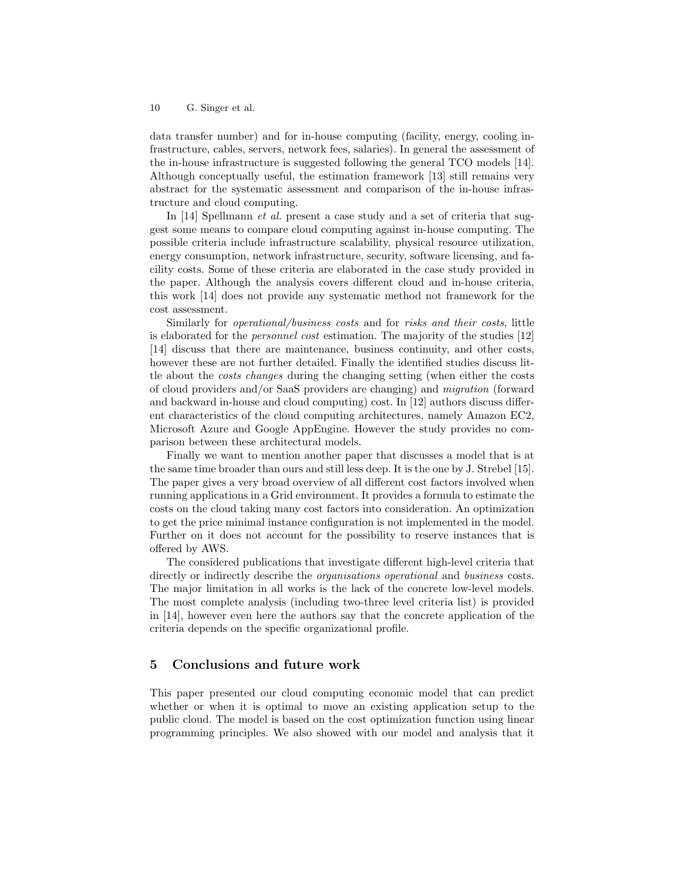data transfer number) and for in-house computing (facility, energy, cooling infrastructure, cables, servers, network fees, salaries). In general the assessment of the in-house infrastructure is suggested following the general TCO models [14]. Although conceptually useful, the estimation framework [13] still remains very abstract for the systematic assessment and comparison of the in-house infrastructure and cloud computing.

In [14] Spellmann *et al.* present a case study and a set of criteria that suggest some means to compare cloud computing against in-house computing. The possible criteria include infrastructure scalability, physical resource utilization, energy consumption, network infrastructure, security, software licensing, and facility costs. Some of these criteria are elaborated in the case study provided in the paper. Although the analysis covers different cloud and in-house criteria, this work [14] does not provide any systematic method not framework for the cost assessment.

Similarly for *operational/business costs* and for *risks and their costs*, little is elaborated for the *personnel cost* estimation. The majority of the studies [12] [14] discuss that there are maintenance, business continuity, and other costs, however these are not further detailed. Finally the identified studies discuss little about the *costs changes* during the changing setting (when either the costs of cloud providers and/or SaaS providers are changing) and *migration* (forward and backward in-house and cloud computing) cost. In [12] authors discuss different characteristics of the cloud computing architectures, namely Amazon EC2, Microsoft Azure and Google AppEngine. However the study provides no comparison between these architectural models.

Finally we want to mention another paper that discusses a model that is at the same time broader than ours and still less deep. It is the one by J. Strebel [15]. The paper gives a very broad overview of all different cost factors involved when running applications in a Grid environment. It provides a formula to estimate the costs on the cloud taking many cost factors into consideration. An optimization to get the price minimal instance configuration is not implemented in the model. Further on it does not account for the possibility to reserve instances that is offered by AWS.

The considered publications that investigate different high-level criteria that directly or indirectly describe the *organisations operational* and *business* costs. The major limitation in all works is the lack of the concrete low-level models. The most complete analysis (including two-three level criteria list) is provided in [14], however even here the authors say that the concrete application of the criteria depends on the specific organizational profile.

## 5 Conclusions and future work

This paper presented our cloud computing economic model that can predict whether or when it is optimal to move an existing application setup to the public cloud. The model is based on the cost optimization function using linear programming principles. We also showed with our model and analysis that it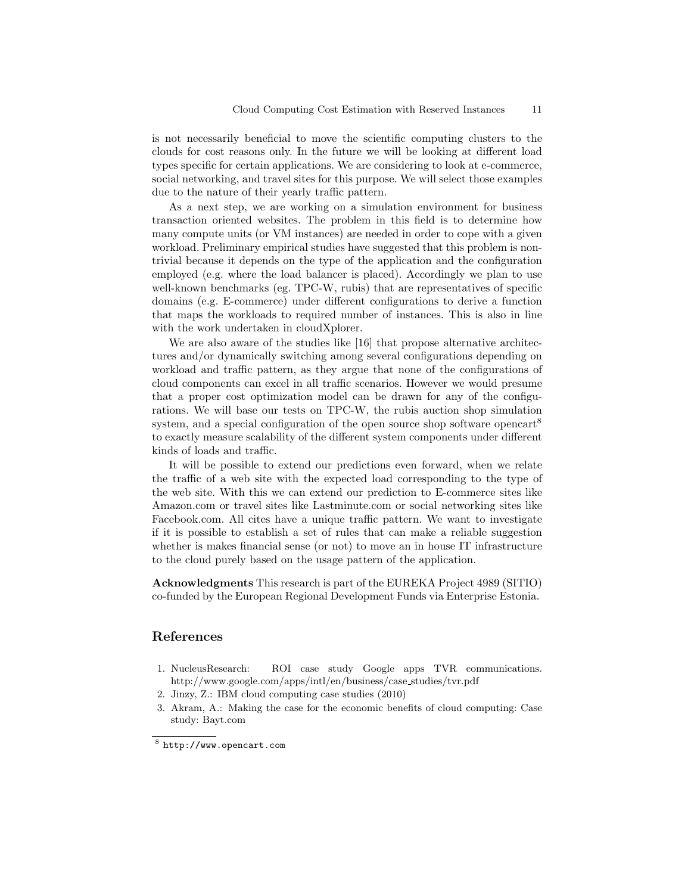is not necessarily beneficial to move the scientific computing clusters to the clouds for cost reasons only. In the future we will be looking at different load types specific for certain applications. We are considering to look at e-commerce, social networking, and travel sites for this purpose. We will select those examples due to the nature of their yearly traffic pattern.

As a next step, we are working on a simulation environment for business transaction oriented websites. The problem in this field is to determine how many compute units (or VM instances) are needed in order to cope with a given workload. Preliminary empirical studies have suggested that this problem is non-trivial because it depends on the type of the application and the configuration employed (e.g. where the load balancer is placed). Accordingly we plan to use well-known benchmarks (eg. TPC-W, rubis) that are representatives of specific domains (e.g. E-commerce) under different configurations to derive a function that maps the workloads to required number of instances. This is also in line with the work undertaken in cloudXplorer.

We are also aware of the studies like [16] that propose alternative architectures and/or dynamically switching among several configurations depending on workload and traffic pattern, as they argue that none of the configurations of cloud components can excel in all traffic scenarios. However we would presume that a proper cost optimization model can be drawn for any of the configurations. We will base our tests on TPC-W, the rubis auction shop simulation system, and a special configuration of the open source shop software opencart[8] to exactly measure scalability of the different system components under different kinds of loads and traffic.

It will be possible to extend our predictions even forward, when we relate the traffic of a web site with the expected load corresponding to the type of the web site. With this we can extend our prediction to E-commerce sites like Amazon.com or travel sites like Lastminute.com or social networking sites like Facebook.com. All cites have a unique traffic pattern. We want to investigate if it is possible to establish a set of rules that can make a reliable suggestion whether is makes financial sense (or not) to move an in house IT infrastructure to the cloud purely based on the usage pattern of the application.

**Acknowledgments** This research is part of the EUREKA Project 4989 (SITIO) co-funded by the European Regional Development Funds via Enterprise Estonia.

## References

1. NucleusResearch: ROI case study Google apps TVR communications. http://www.google.com/apps/intl/en/business/case_studies/tvr.pdf
2. Jinzy, Z.: IBM cloud computing case studies (2010)
3. Akram, A.: Making the case for the economic benefits of cloud computing: Case study: Bayt.com

[8] `http://www.opencart.com`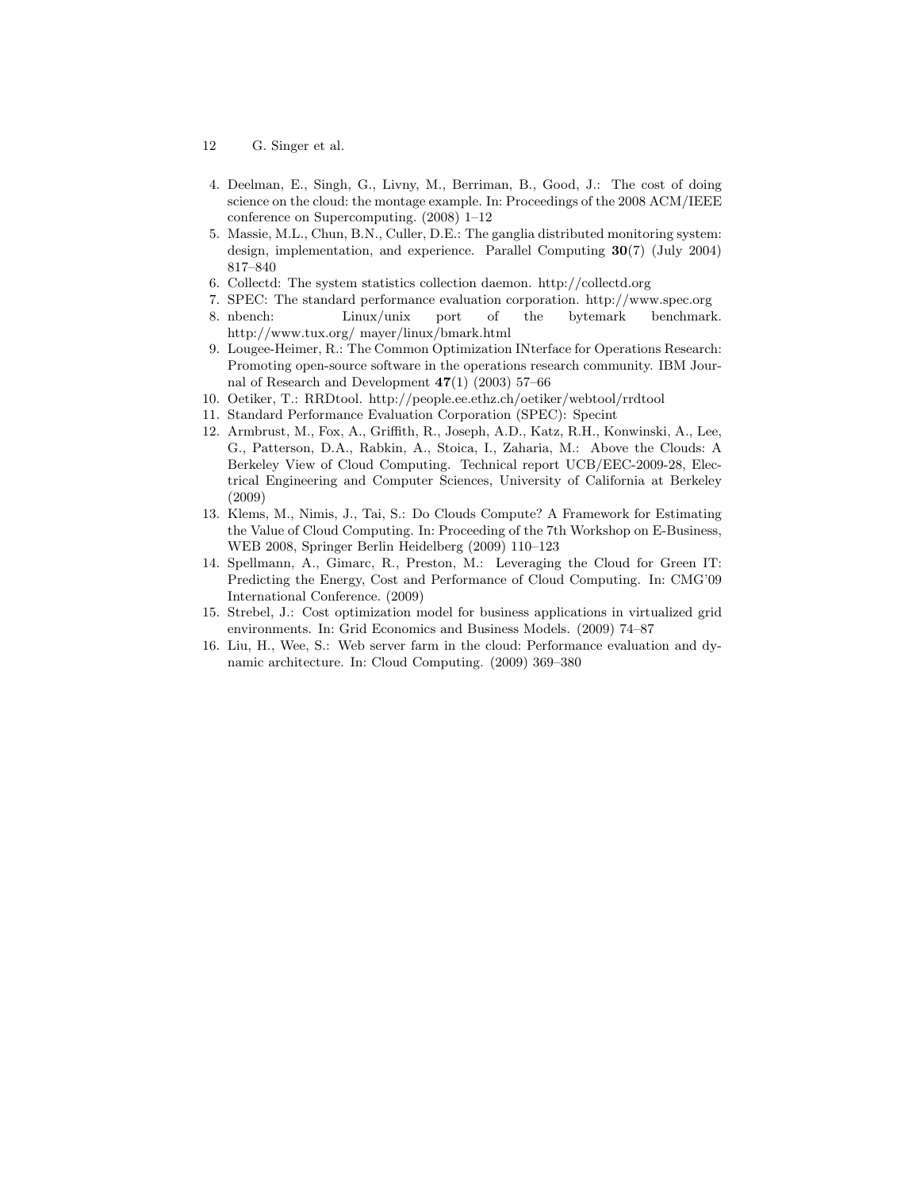4. Deelman, E., Singh, G., Livny, M., Berriman, B., Good, J.: The cost of doing science on the cloud: the montage example. In: Proceedings of the 2008 ACM/IEEE conference on Supercomputing. (2008) 1–12
5. Massie, M.L., Chun, B.N., Culler, D.E.: The ganglia distributed monitoring system: design, implementation, and experience. Parallel Computing **30**(7) (July 2004) 817–840
6. Collectd: The system statistics collection daemon. http://collectd.org
7. SPEC: The standard performance evaluation corporation. http://www.spec.org
8. nbench: Linux/unix port of the bytemark benchmark. http://www.tux.org/ mayer/linux/bmark.html
9. Lougee-Heimer, R.: The Common Optimization INterface for Operations Research: Promoting open-source software in the operations research community. IBM Journal of Research and Development **47**(1) (2003) 57–66
10. Oetiker, T.: RRDtool. http://people.ee.ethz.ch/oetiker/webtool/rrdtool
11. Standard Performance Evaluation Corporation (SPEC): Specint
12. Armbrust, M., Fox, A., Griffith, R., Joseph, A.D., Katz, R.H., Konwinski, A., Lee, G., Patterson, D.A., Rabkin, A., Stoica, I., Zaharia, M.: Above the Clouds: A Berkeley View of Cloud Computing. Technical report UCB/EEC-2009-28, Electrical Engineering and Computer Sciences, University of California at Berkeley (2009)
13. Klems, M., Nimis, J., Tai, S.: Do Clouds Compute? A Framework for Estimating the Value of Cloud Computing. In: Proceeding of the 7th Workshop on E-Business, WEB 2008, Springer Berlin Heidelberg (2009) 110–123
14. Spellmann, A., Gimarc, R., Preston, M.: Leveraging the Cloud for Green IT: Predicting the Energy, Cost and Performance of Cloud Computing. In: CMG'09 International Conference. (2009)
15. Strebel, J.: Cost optimization model for business applications in virtualized grid environments. In: Grid Economics and Business Models. (2009) 74–87
16. Liu, H., Wee, S.: Web server farm in the cloud: Performance evaluation and dynamic architecture. In: Cloud Computing. (2009) 369–380